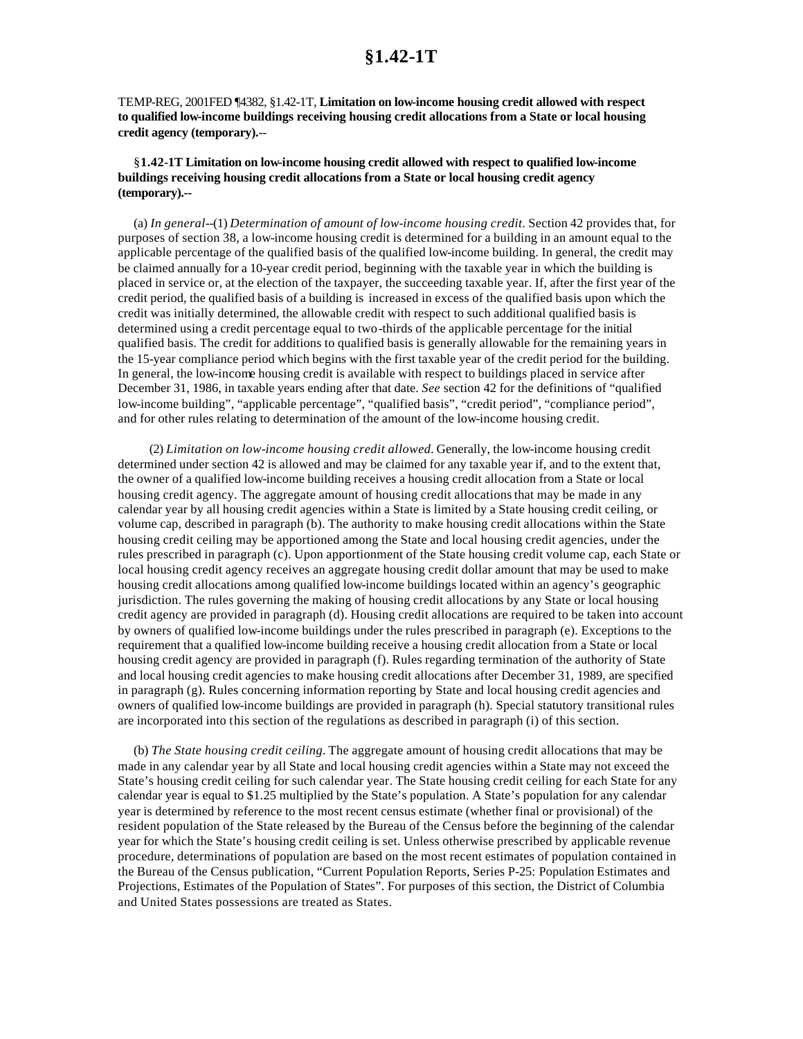# §1.42-1T

TEMP-REG, 2001FED ¶4382, §1.42-1T, **Limitation on low-income housing credit allowed with respect to qualified low-income buildings receiving housing credit allocations from a State or local housing credit agency (temporary).**--

§**1.42-1T Limitation on low-income housing credit allowed with respect to qualified low-income buildings receiving housing credit allocations from a State or local housing credit agency (temporary).**--

(a) *In general*--(1) *Determination of amount of low-income housing credit*. Section 42 provides that, for purposes of section 38, a low-income housing credit is determined for a building in an amount equal to the applicable percentage of the qualified basis of the qualified low-income building. In general, the credit may be claimed annually for a 10-year credit period, beginning with the taxable year in which the building is placed in service or, at the election of the taxpayer, the succeeding taxable year. If, after the first year of the credit period, the qualified basis of a building is increased in excess of the qualified basis upon which the credit was initially determined, the allowable credit with respect to such additional qualified basis is determined using a credit percentage equal to two-thirds of the applicable percentage for the initial qualified basis. The credit for additions to qualified basis is generally allowable for the remaining years in the 15-year compliance period which begins with the first taxable year of the credit period for the building. In general, the low-income housing credit is available with respect to buildings placed in service after December 31, 1986, in taxable years ending after that date. *See* section 42 for the definitions of "qualified low-income building", "applicable percentage", "qualified basis", "credit period", "compliance period", and for other rules relating to determination of the amount of the low-income housing credit.

(2) *Limitation on low-income housing credit allowed*. Generally, the low-income housing credit determined under section 42 is allowed and may be claimed for any taxable year if, and to the extent that, the owner of a qualified low-income building receives a housing credit allocation from a State or local housing credit agency. The aggregate amount of housing credit allocations that may be made in any calendar year by all housing credit agencies within a State is limited by a State housing credit ceiling, or volume cap, described in paragraph (b). The authority to make housing credit allocations within the State housing credit ceiling may be apportioned among the State and local housing credit agencies, under the rules prescribed in paragraph (c). Upon apportionment of the State housing credit volume cap, each State or local housing credit agency receives an aggregate housing credit dollar amount that may be used to make housing credit allocations among qualified low-income buildings located within an agency's geographic jurisdiction. The rules governing the making of housing credit allocations by any State or local housing credit agency are provided in paragraph (d). Housing credit allocations are required to be taken into account by owners of qualified low-income buildings under the rules prescribed in paragraph (e). Exceptions to the requirement that a qualified low-income building receive a housing credit allocation from a State or local housing credit agency are provided in paragraph (f). Rules regarding termination of the authority of State and local housing credit agencies to make housing credit allocations after December 31, 1989, are specified in paragraph (g). Rules concerning information reporting by State and local housing credit agencies and owners of qualified low-income buildings are provided in paragraph (h). Special statutory transitional rules are incorporated into this section of the regulations as described in paragraph (i) of this section.

(b) *The State housing credit ceiling*. The aggregate amount of housing credit allocations that may be made in any calendar year by all State and local housing credit agencies within a State may not exceed the State's housing credit ceiling for such calendar year. The State housing credit ceiling for each State for any calendar year is equal to $1.25 multiplied by the State's population. A State's population for any calendar year is determined by reference to the most recent census estimate (whether final or provisional) of the resident population of the State released by the Bureau of the Census before the beginning of the calendar year for which the State's housing credit ceiling is set. Unless otherwise prescribed by applicable revenue procedure, determinations of population are based on the most recent estimates of population contained in the Bureau of the Census publication, "Current Population Reports, Series P-25: Population Estimates and Projections, Estimates of the Population of States". For purposes of this section, the District of Columbia and United States possessions are treated as States.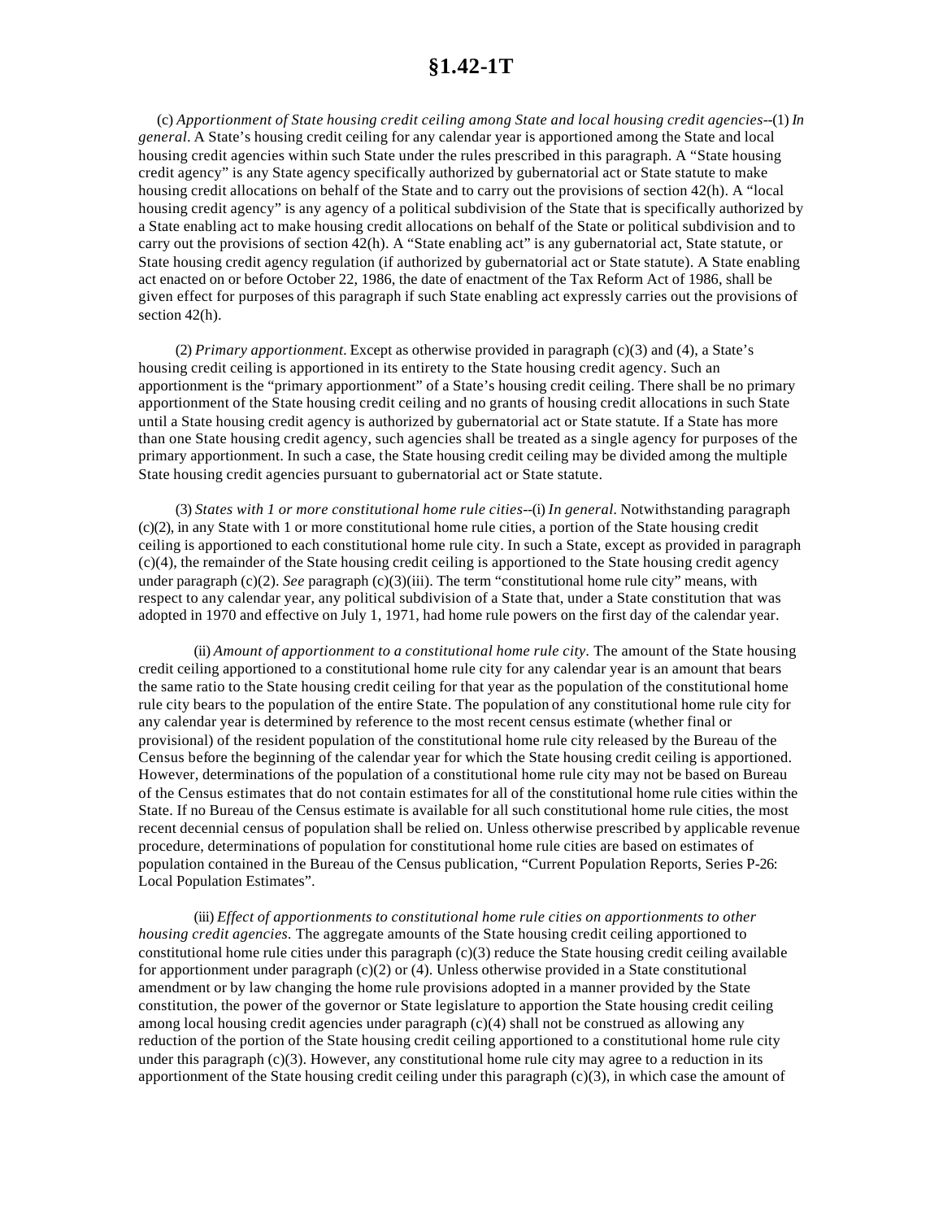# §1.42-1T

(c) *Apportionment of State housing credit ceiling among State and local housing credit agencies*--(1) *In general*. A State's housing credit ceiling for any calendar year is apportioned among the State and local housing credit agencies within such State under the rules prescribed in this paragraph. A "State housing credit agency" is any State agency specifically authorized by gubernatorial act or State statute to make housing credit allocations on behalf of the State and to carry out the provisions of section 42(h). A "local housing credit agency" is any agency of a political subdivision of the State that is specifically authorized by a State enabling act to make housing credit allocations on behalf of the State or political subdivision and to carry out the provisions of section 42(h). A "State enabling act" is any gubernatorial act, State statute, or State housing credit agency regulation (if authorized by gubernatorial act or State statute). A State enabling act enacted on or before October 22, 1986, the date of enactment of the Tax Reform Act of 1986, shall be given effect for purposes of this paragraph if such State enabling act expressly carries out the provisions of section 42(h).

(2) *Primary apportionment*. Except as otherwise provided in paragraph (c)(3) and (4), a State's housing credit ceiling is apportioned in its entirety to the State housing credit agency. Such an apportionment is the "primary apportionment" of a State's housing credit ceiling. There shall be no primary apportionment of the State housing credit ceiling and no grants of housing credit allocations in such State until a State housing credit agency is authorized by gubernatorial act or State statute. If a State has more than one State housing credit agency, such agencies shall be treated as a single agency for purposes of the primary apportionment. In such a case, the State housing credit ceiling may be divided among the multiple State housing credit agencies pursuant to gubernatorial act or State statute.

(3) *States with 1 or more constitutional home rule cities*--(i) *In general*. Notwithstanding paragraph (c)(2), in any State with 1 or more constitutional home rule cities, a portion of the State housing credit ceiling is apportioned to each constitutional home rule city. In such a State, except as provided in paragraph (c)(4), the remainder of the State housing credit ceiling is apportioned to the State housing credit agency under paragraph (c)(2). *See* paragraph (c)(3)(iii). The term "constitutional home rule city" means, with respect to any calendar year, any political subdivision of a State that, under a State constitution that was adopted in 1970 and effective on July 1, 1971, had home rule powers on the first day of the calendar year.

(ii) *Amount of apportionment to a constitutional home rule city*. The amount of the State housing credit ceiling apportioned to a constitutional home rule city for any calendar year is an amount that bears the same ratio to the State housing credit ceiling for that year as the population of the constitutional home rule city bears to the population of the entire State. The population of any constitutional home rule city for any calendar year is determined by reference to the most recent census estimate (whether final or provisional) of the resident population of the constitutional home rule city released by the Bureau of the Census before the beginning of the calendar year for which the State housing credit ceiling is apportioned. However, determinations of the population of a constitutional home rule city may not be based on Bureau of the Census estimates that do not contain estimates for all of the constitutional home rule cities within the State. If no Bureau of the Census estimate is available for all such constitutional home rule cities, the most recent decennial census of population shall be relied on. Unless otherwise prescribed by applicable revenue procedure, determinations of population for constitutional home rule cities are based on estimates of population contained in the Bureau of the Census publication, "Current Population Reports, Series P-26: Local Population Estimates".

(iii) *Effect of apportionments to constitutional home rule cities on apportionments to other housing credit agencies.* The aggregate amounts of the State housing credit ceiling apportioned to constitutional home rule cities under this paragraph (c)(3) reduce the State housing credit ceiling available for apportionment under paragraph (c)(2) or (4). Unless otherwise provided in a State constitutional amendment or by law changing the home rule provisions adopted in a manner provided by the State constitution, the power of the governor or State legislature to apportion the State housing credit ceiling among local housing credit agencies under paragraph (c)(4) shall not be construed as allowing any reduction of the portion of the State housing credit ceiling apportioned to a constitutional home rule city under this paragraph (c)(3). However, any constitutional home rule city may agree to a reduction in its apportionment of the State housing credit ceiling under this paragraph (c)(3), in which case the amount of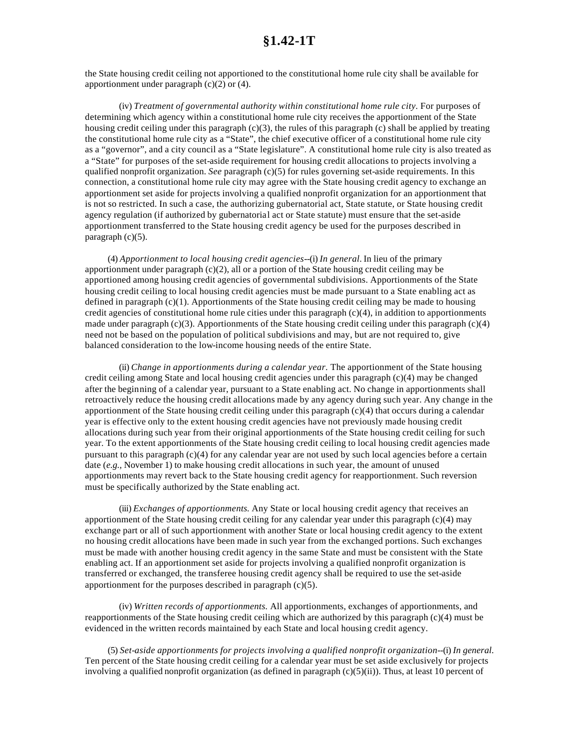the State housing credit ceiling not apportioned to the constitutional home rule city shall be available for apportionment under paragraph (c)(2) or (4).

(iv) *Treatment of governmental authority within constitutional home rule city*. For purposes of determining which agency within a constitutional home rule city receives the apportionment of the State housing credit ceiling under this paragraph (c)(3), the rules of this paragraph (c) shall be applied by treating the constitutional home rule city as a "State", the chief executive officer of a constitutional home rule city as a "governor", and a city council as a "State legislature". A constitutional home rule city is also treated as a "State" for purposes of the set-aside requirement for housing credit allocations to projects involving a qualified nonprofit organization. *See* paragraph (c)(5) for rules governing set-aside requirements. In this connection, a constitutional home rule city may agree with the State housing credit agency to exchange an apportionment set aside for projects involving a qualified nonprofit organization for an apportionment that is not so restricted. In such a case, the authorizing gubernatorial act, State statute, or State housing credit agency regulation (if authorized by gubernatorial act or State statute) must ensure that the set-aside apportionment transferred to the State housing credit agency be used for the purposes described in paragraph (c)(5).

(4) *Apportionment to local housing credit agencies*--(i) *In general*. In lieu of the primary apportionment under paragraph (c)(2), all or a portion of the State housing credit ceiling may be apportioned among housing credit agencies of governmental subdivisions. Apportionments of the State housing credit ceiling to local housing credit agencies must be made pursuant to a State enabling act as defined in paragraph (c)(1). Apportionments of the State housing credit ceiling may be made to housing credit agencies of constitutional home rule cities under this paragraph (c)(4), in addition to apportionments made under paragraph (c)(3). Apportionments of the State housing credit ceiling under this paragraph (c)(4) need not be based on the population of political subdivisions and may, but are not required to, give balanced consideration to the low-income housing needs of the entire State.

(ii) *Change in apportionments during a calendar year*. The apportionment of the State housing credit ceiling among State and local housing credit agencies under this paragraph (c)(4) may be changed after the beginning of a calendar year, pursuant to a State enabling act. No change in apportionments shall retroactively reduce the housing credit allocations made by any agency during such year. Any change in the apportionment of the State housing credit ceiling under this paragraph (c)(4) that occurs during a calendar year is effective only to the extent housing credit agencies have not previously made housing credit allocations during such year from their original apportionments of the State housing credit ceiling for such year. To the extent apportionments of the State housing credit ceiling to local housing credit agencies made pursuant to this paragraph (c)(4) for any calendar year are not used by such local agencies before a certain date (*e.g.*, November 1) to make housing credit allocations in such year, the amount of unused apportionments may revert back to the State housing credit agency for reapportionment. Such reversion must be specifically authorized by the State enabling act.

(iii) *Exchanges of apportionments.* Any State or local housing credit agency that receives an apportionment of the State housing credit ceiling for any calendar year under this paragraph (c)(4) may exchange part or all of such apportionment with another State or local housing credit agency to the extent no housing credit allocations have been made in such year from the exchanged portions. Such exchanges must be made with another housing credit agency in the same State and must be consistent with the State enabling act. If an apportionment set aside for projects involving a qualified nonprofit organization is transferred or exchanged, the transferee housing credit agency shall be required to use the set-aside apportionment for the purposes described in paragraph (c)(5).

(iv) *Written records of apportionments.* All apportionments, exchanges of apportionments, and reapportionments of the State housing credit ceiling which are authorized by this paragraph (c)(4) must be evidenced in the written records maintained by each State and local housing credit agency.

(5) *Set-aside apportionments for projects involving a qualified nonprofit organization*--(i) *In general.* Ten percent of the State housing credit ceiling for a calendar year must be set aside exclusively for projects involving a qualified nonprofit organization (as defined in paragraph (c)(5)(ii)). Thus, at least 10 percent of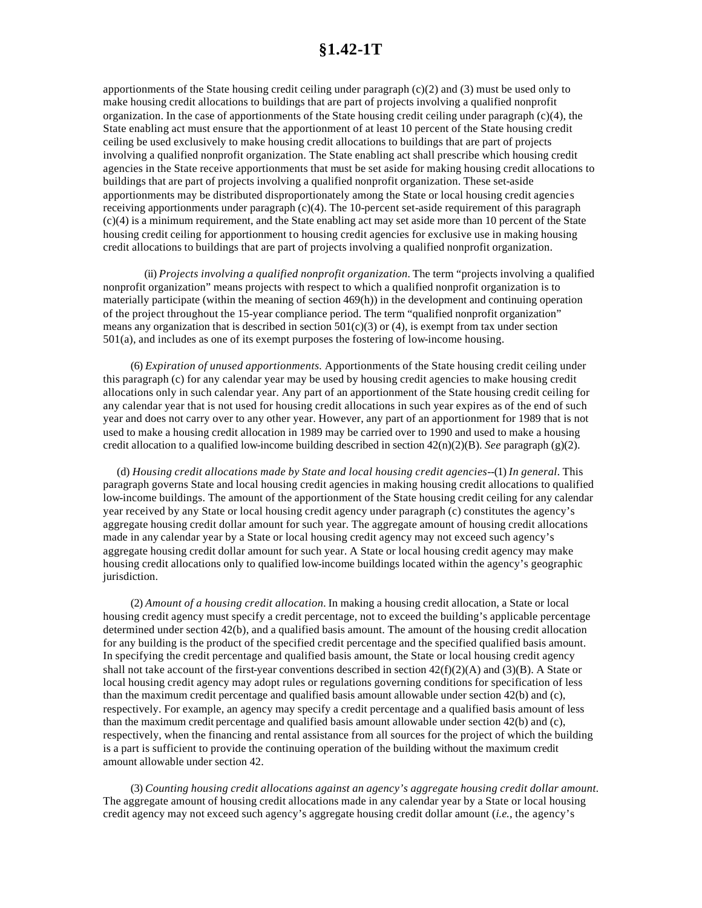apportionments of the State housing credit ceiling under paragraph (c)(2) and (3) must be used only to make housing credit allocations to buildings that are part of projects involving a qualified nonprofit organization. In the case of apportionments of the State housing credit ceiling under paragraph (c)(4), the State enabling act must ensure that the apportionment of at least 10 percent of the State housing credit ceiling be used exclusively to make housing credit allocations to buildings that are part of projects involving a qualified nonprofit organization. The State enabling act shall prescribe which housing credit agencies in the State receive apportionments that must be set aside for making housing credit allocations to buildings that are part of projects involving a qualified nonprofit organization. These set-aside apportionments may be distributed disproportionately among the State or local housing credit agencies receiving apportionments under paragraph (c)(4). The 10-percent set-aside requirement of this paragraph (c)(4) is a minimum requirement, and the State enabling act may set aside more than 10 percent of the State housing credit ceiling for apportionment to housing credit agencies for exclusive use in making housing credit allocations to buildings that are part of projects involving a qualified nonprofit organization.

(ii) *Projects involving a qualified nonprofit organization*. The term "projects involving a qualified nonprofit organization" means projects with respect to which a qualified nonprofit organization is to materially participate (within the meaning of section 469(h)) in the development and continuing operation of the project throughout the 15-year compliance period. The term "qualified nonprofit organization" means any organization that is described in section 501(c)(3) or (4), is exempt from tax under section 501(a), and includes as one of its exempt purposes the fostering of low-income housing.

(6) *Expiration of unused apportionments.* Apportionments of the State housing credit ceiling under this paragraph (c) for any calendar year may be used by housing credit agencies to make housing credit allocations only in such calendar year. Any part of an apportionment of the State housing credit ceiling for any calendar year that is not used for housing credit allocations in such year expires as of the end of such year and does not carry over to any other year. However, any part of an apportionment for 1989 that is not used to make a housing credit allocation in 1989 may be carried over to 1990 and used to make a housing credit allocation to a qualified low-income building described in section 42(n)(2)(B). *See* paragraph (g)(2).

(d) *Housing credit allocations made by State and local housing credit agencies*--(1) *In general*. This paragraph governs State and local housing credit agencies in making housing credit allocations to qualified low-income buildings. The amount of the apportionment of the State housing credit ceiling for any calendar year received by any State or local housing credit agency under paragraph (c) constitutes the agency's aggregate housing credit dollar amount for such year. The aggregate amount of housing credit allocations made in any calendar year by a State or local housing credit agency may not exceed such agency's aggregate housing credit dollar amount for such year. A State or local housing credit agency may make housing credit allocations only to qualified low-income buildings located within the agency's geographic jurisdiction.

(2) *Amount of a housing credit allocation*. In making a housing credit allocation, a State or local housing credit agency must specify a credit percentage, not to exceed the building's applicable percentage determined under section 42(b), and a qualified basis amount. The amount of the housing credit allocation for any building is the product of the specified credit percentage and the specified qualified basis amount. In specifying the credit percentage and qualified basis amount, the State or local housing credit agency shall not take account of the first-year conventions described in section 42(f)(2)(A) and (3)(B). A State or local housing credit agency may adopt rules or regulations governing conditions for specification of less than the maximum credit percentage and qualified basis amount allowable under section 42(b) and (c), respectively. For example, an agency may specify a credit percentage and a qualified basis amount of less than the maximum credit percentage and qualified basis amount allowable under section 42(b) and (c), respectively, when the financing and rental assistance from all sources for the project of which the building is a part is sufficient to provide the continuing operation of the building without the maximum credit amount allowable under section 42.

(3) *Counting housing credit allocations against an agency's aggregate housing credit dollar amount.* The aggregate amount of housing credit allocations made in any calendar year by a State or local housing credit agency may not exceed such agency's aggregate housing credit dollar amount (*i.e.*, the agency's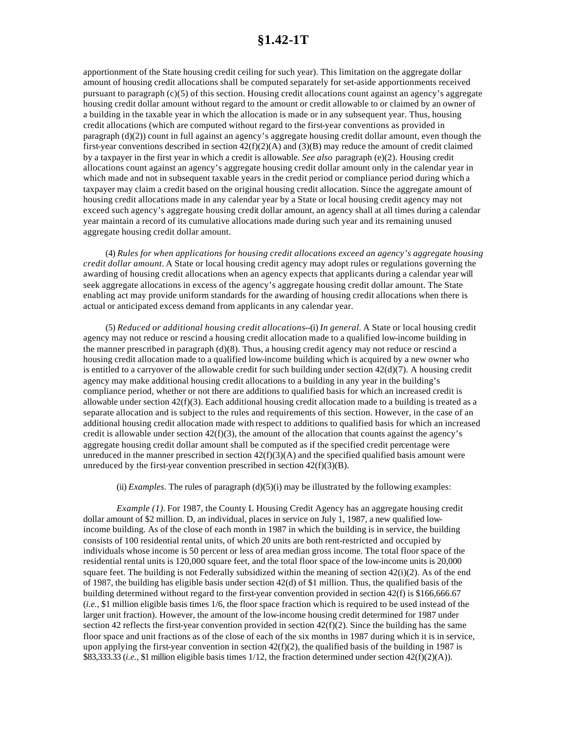apportionment of the State housing credit ceiling for such year). This limitation on the aggregate dollar amount of housing credit allocations shall be computed separately for set-aside apportionments received pursuant to paragraph (c)(5) of this section. Housing credit allocations count against an agency's aggregate housing credit dollar amount without regard to the amount or credit allowable to or claimed by an owner of a building in the taxable year in which the allocation is made or in any subsequent year. Thus, housing credit allocations (which are computed without regard to the first-year conventions as provided in paragraph (d)(2)) count in full against an agency's aggregate housing credit dollar amount, even though the first-year conventions described in section 42(f)(2)(A) and (3)(B) may reduce the amount of credit claimed by a taxpayer in the first year in which a credit is allowable. *See also* paragraph (e)(2). Housing credit allocations count against an agency's aggregate housing credit dollar amount only in the calendar year in which made and not in subsequent taxable years in the credit period or compliance period during which a taxpayer may claim a credit based on the original housing credit allocation. Since the aggregate amount of housing credit allocations made in any calendar year by a State or local housing credit agency may not exceed such agency's aggregate housing credit dollar amount, an agency shall at all times during a calendar year maintain a record of its cumulative allocations made during such year and its remaining unused aggregate housing credit dollar amount.

(4) *Rules for when applications for housing credit allocations exceed an agency's aggregate housing credit dollar amount*. A State or local housing credit agency may adopt rules or regulations governing the awarding of housing credit allocations when an agency expects that applicants during a calendar year will seek aggregate allocations in excess of the agency's aggregate housing credit dollar amount. The State enabling act may provide uniform standards for the awarding of housing credit allocations when there is actual or anticipated excess demand from applicants in any calendar year.

(5) *Reduced or additional housing credit allocations*--(i) *In general*. A State or local housing credit agency may not reduce or rescind a housing credit allocation made to a qualified low-income building in the manner prescribed in paragraph (d)(8). Thus, a housing credit agency may not reduce or rescind a housing credit allocation made to a qualified low-income building which is acquired by a new owner who is entitled to a carryover of the allowable credit for such building under section 42(d)(7). A housing credit agency may make additional housing credit allocations to a building in any year in the building's compliance period, whether or not there are additions to qualified basis for which an increased credit is allowable under section 42(f)(3). Each additional housing credit allocation made to a building is treated as a separate allocation and is subject to the rules and requirements of this section. However, in the case of an additional housing credit allocation made with respect to additions to qualified basis for which an increased credit is allowable under section 42(f)(3), the amount of the allocation that counts against the agency's aggregate housing credit dollar amount shall be computed as if the specified credit percentage were unreduced in the manner prescribed in section 42(f)(3)(A) and the specified qualified basis amount were unreduced by the first-year convention prescribed in section 42(f)(3)(B).

(ii) *Examples*. The rules of paragraph (d)(5)(i) may be illustrated by the following examples:

*Example (1)*. For 1987, the County L Housing Credit Agency has an aggregate housing credit dollar amount of $2 million. D, an individual, places in service on July 1, 1987, a new qualified low-income building. As of the close of each month in 1987 in which the building is in service, the building consists of 100 residential rental units, of which 20 units are both rent-restricted and occupied by individuals whose income is 50 percent or less of area median gross income. The total floor space of the residential rental units is 120,000 square feet, and the total floor space of the low-income units is 20,000 square feet. The building is not Federally subsidized within the meaning of section 42(i)(2). As of the end of 1987, the building has eligible basis under section 42(d) of $1 million. Thus, the qualified basis of the building determined without regard to the first-year convention provided in section 42(f) is $166,666.67 (*i.e.*, $1 million eligible basis times 1/6, the floor space fraction which is required to be used instead of the larger unit fraction). However, the amount of the low-income housing credit determined for 1987 under section 42 reflects the first-year convention provided in section 42(f)(2). Since the building has the same floor space and unit fractions as of the close of each of the six months in 1987 during which it is in service, upon applying the first-year convention in section 42(f)(2), the qualified basis of the building in 1987 is $83,333.33 (*i.e.*, $1 million eligible basis times 1/12, the fraction determined under section 42(f)(2)(A)).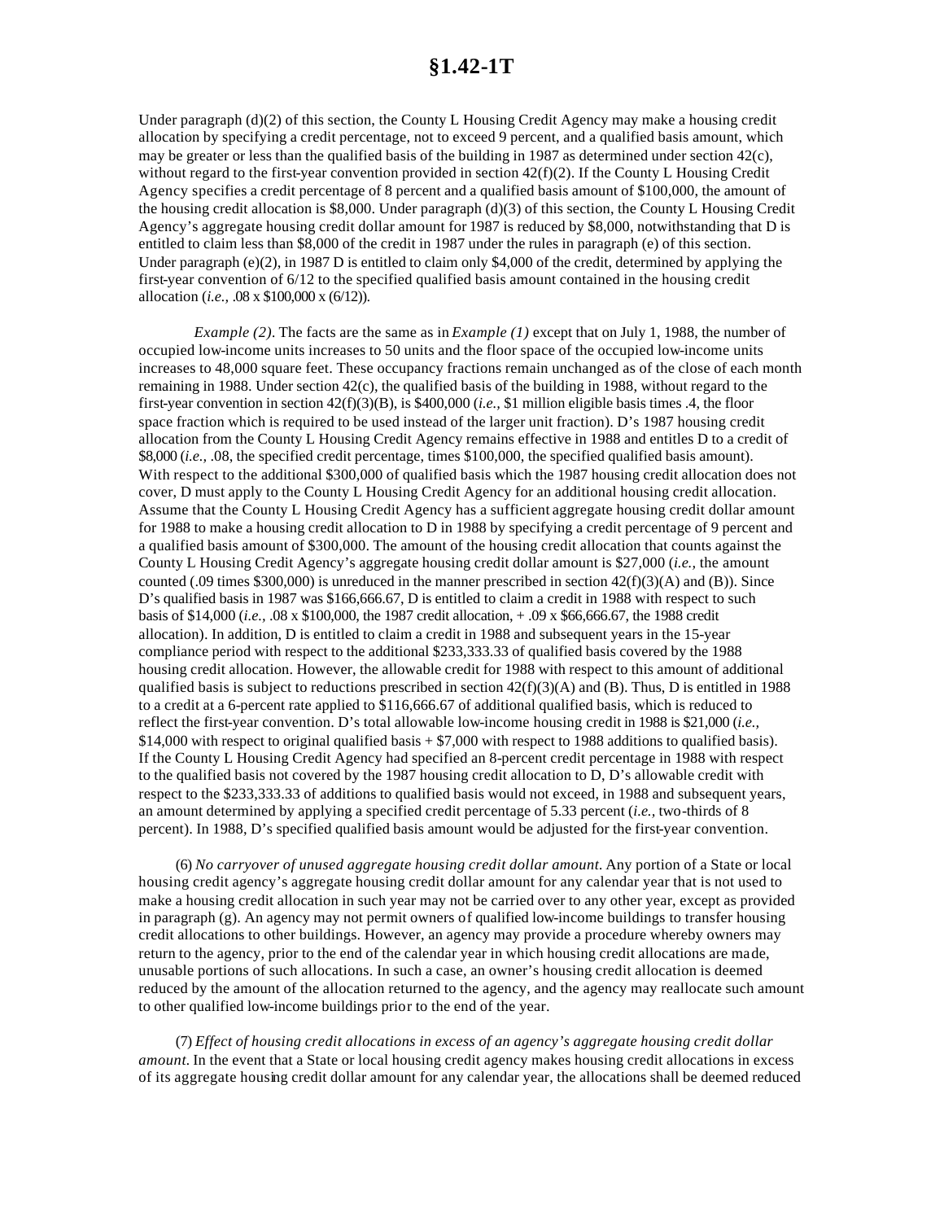Under paragraph (d)(2) of this section, the County L Housing Credit Agency may make a housing credit allocation by specifying a credit percentage, not to exceed 9 percent, and a qualified basis amount, which may be greater or less than the qualified basis of the building in 1987 as determined under section 42(c), without regard to the first-year convention provided in section 42(f)(2). If the County L Housing Credit Agency specifies a credit percentage of 8 percent and a qualified basis amount of $100,000, the amount of the housing credit allocation is $8,000. Under paragraph (d)(3) of this section, the County L Housing Credit Agency's aggregate housing credit dollar amount for 1987 is reduced by $8,000, notwithstanding that D is entitled to claim less than $8,000 of the credit in 1987 under the rules in paragraph (e) of this section. Under paragraph (e)(2), in 1987 D is entitled to claim only $4,000 of the credit, determined by applying the first-year convention of 6/12 to the specified qualified basis amount contained in the housing credit allocation (*i.e.,* .08 x $100,000 x (6/12)).

*Example (2)*. The facts are the same as in *Example (1)* except that on July 1, 1988, the number of occupied low-income units increases to 50 units and the floor space of the occupied low-income units increases to 48,000 square feet. These occupancy fractions remain unchanged as of the close of each month remaining in 1988. Under section 42(c), the qualified basis of the building in 1988, without regard to the first-year convention in section 42(f)(3)(B), is $400,000 (*i.e.,* $1 million eligible basis times .4, the floor space fraction which is required to be used instead of the larger unit fraction). D's 1987 housing credit allocation from the County L Housing Credit Agency remains effective in 1988 and entitles D to a credit of $8,000 (*i.e.,* .08, the specified credit percentage, times $100,000, the specified qualified basis amount). With respect to the additional $300,000 of qualified basis which the 1987 housing credit allocation does not cover, D must apply to the County L Housing Credit Agency for an additional housing credit allocation. Assume that the County L Housing Credit Agency has a sufficient aggregate housing credit dollar amount for 1988 to make a housing credit allocation to D in 1988 by specifying a credit percentage of 9 percent and a qualified basis amount of $300,000. The amount of the housing credit allocation that counts against the County L Housing Credit Agency's aggregate housing credit dollar amount is $27,000 (*i.e.,* the amount counted (.09 times $300,000) is unreduced in the manner prescribed in section 42(f)(3)(A) and (B)). Since D's qualified basis in 1987 was $166,666.67, D is entitled to claim a credit in 1988 with respect to such basis of $14,000 (*i.e.,* .08 x $100,000, the 1987 credit allocation, + .09 x $66,666.67, the 1988 credit allocation). In addition, D is entitled to claim a credit in 1988 and subsequent years in the 15-year compliance period with respect to the additional $233,333.33 of qualified basis covered by the 1988 housing credit allocation. However, the allowable credit for 1988 with respect to this amount of additional qualified basis is subject to reductions prescribed in section 42(f)(3)(A) and (B). Thus, D is entitled in 1988 to a credit at a 6-percent rate applied to $116,666.67 of additional qualified basis, which is reduced to reflect the first-year convention. D's total allowable low-income housing credit in 1988 is $21,000 (*i.e.,* $14,000 with respect to original qualified basis + $7,000 with respect to 1988 additions to qualified basis). If the County L Housing Credit Agency had specified an 8-percent credit percentage in 1988 with respect to the qualified basis not covered by the 1987 housing credit allocation to D, D's allowable credit with respect to the $233,333.33 of additions to qualified basis would not exceed, in 1988 and subsequent years, an amount determined by applying a specified credit percentage of 5.33 percent (*i.e.,* two-thirds of 8 percent). In 1988, D's specified qualified basis amount would be adjusted for the first-year convention.

(6) *No carryover of unused aggregate housing credit dollar amount.* Any portion of a State or local housing credit agency's aggregate housing credit dollar amount for any calendar year that is not used to make a housing credit allocation in such year may not be carried over to any other year, except as provided in paragraph (g). An agency may not permit owners of qualified low-income buildings to transfer housing credit allocations to other buildings. However, an agency may provide a procedure whereby owners may return to the agency, prior to the end of the calendar year in which housing credit allocations are made, unusable portions of such allocations. In such a case, an owner's housing credit allocation is deemed reduced by the amount of the allocation returned to the agency, and the agency may reallocate such amount to other qualified low-income buildings prior to the end of the year.

(7) *Effect of housing credit allocations in excess of an agency's aggregate housing credit dollar amount.* In the event that a State or local housing credit agency makes housing credit allocations in excess of its aggregate housing credit dollar amount for any calendar year, the allocations shall be deemed reduced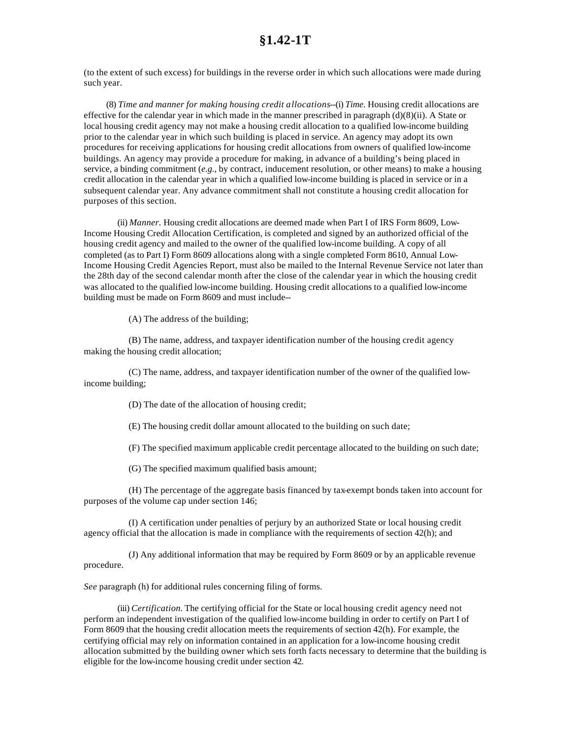(to the extent of such excess) for buildings in the reverse order in which such allocations were made during such year.

(8) *Time and manner for making housing credit allocations*--(i) *Time.* Housing credit allocations are effective for the calendar year in which made in the manner prescribed in paragraph (d)(8)(ii). A State or local housing credit agency may not make a housing credit allocation to a qualified low-income building prior to the calendar year in which such building is placed in service. An agency may adopt its own procedures for receiving applications for housing credit allocations from owners of qualified low-income buildings. An agency may provide a procedure for making, in advance of a building's being placed in service, a binding commitment (*e.g.*, by contract, inducement resolution, or other means) to make a housing credit allocation in the calendar year in which a qualified low-income building is placed in service or in a subsequent calendar year. Any advance commitment shall not constitute a housing credit allocation for purposes of this section.

(ii) *Manner.* Housing credit allocations are deemed made when Part I of IRS Form 8609, Low-Income Housing Credit Allocation Certification, is completed and signed by an authorized official of the housing credit agency and mailed to the owner of the qualified low-income building. A copy of all completed (as to Part I) Form 8609 allocations along with a single completed Form 8610, Annual Low-Income Housing Credit Agencies Report, must also be mailed to the Internal Revenue Service not later than the 28th day of the second calendar month after the close of the calendar year in which the housing credit was allocated to the qualified low-income building. Housing credit allocations to a qualified low-income building must be made on Form 8609 and must include--

(A) The address of the building;

(B) The name, address, and taxpayer identification number of the housing credit agency making the housing credit allocation;

(C) The name, address, and taxpayer identification number of the owner of the qualified low-income building;

(D) The date of the allocation of housing credit;

(E) The housing credit dollar amount allocated to the building on such date;

(F) The specified maximum applicable credit percentage allocated to the building on such date;

(G) The specified maximum qualified basis amount;

(H) The percentage of the aggregate basis financed by tax-exempt bonds taken into account for purposes of the volume cap under section 146;

(I) A certification under penalties of perjury by an authorized State or local housing credit agency official that the allocation is made in compliance with the requirements of section 42(h); and

(J) Any additional information that may be required by Form 8609 or by an applicable revenue procedure.

*See* paragraph (h) for additional rules concerning filing of forms.

(iii) *Certification.* The certifying official for the State or local housing credit agency need not perform an independent investigation of the qualified low-income building in order to certify on Part I of Form 8609 that the housing credit allocation meets the requirements of section 42(h). For example, the certifying official may rely on information contained in an application for a low-income housing credit allocation submitted by the building owner which sets forth facts necessary to determine that the building is eligible for the low-income housing credit under section 42.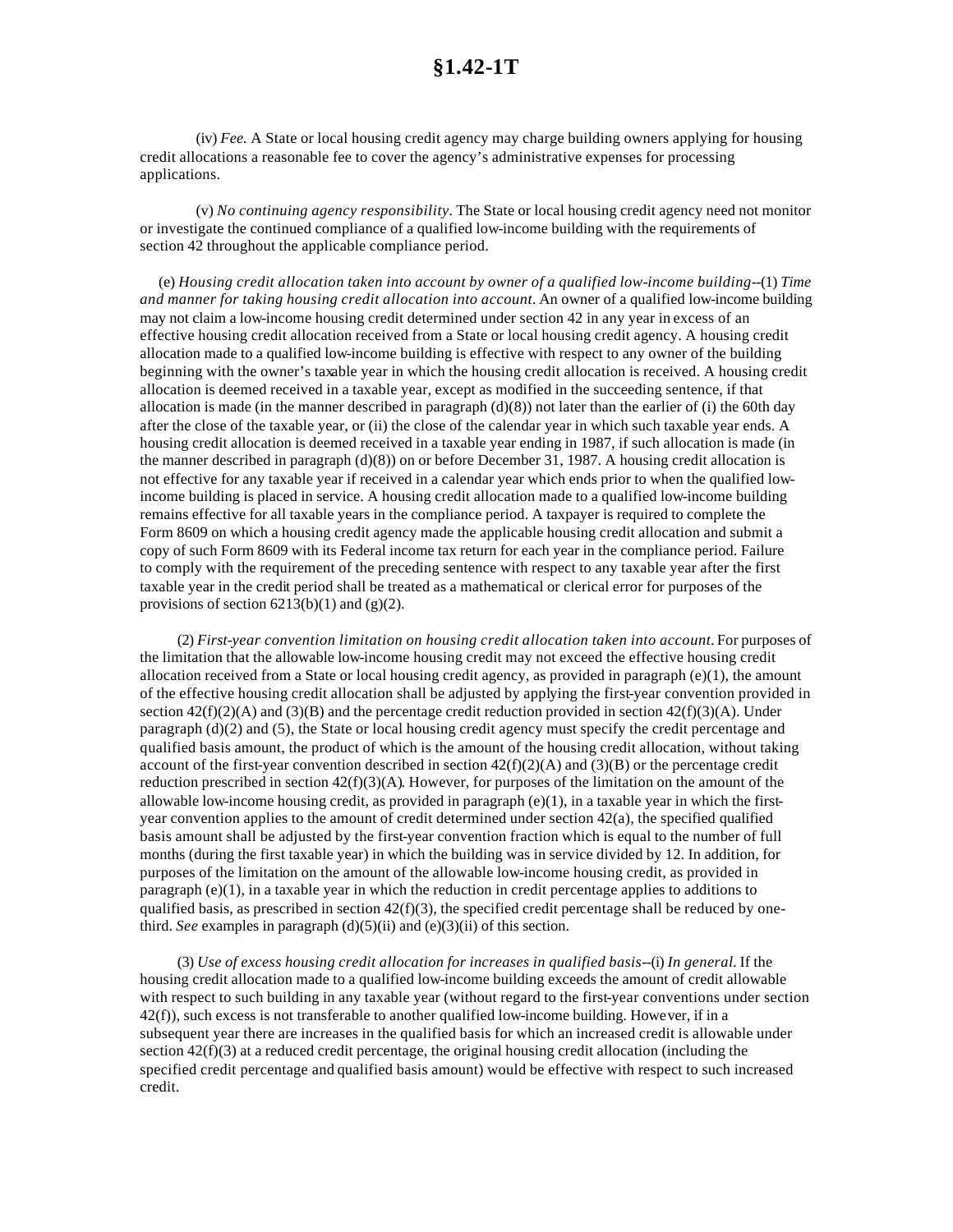(iv) *Fee.* A State or local housing credit agency may charge building owners applying for housing credit allocations a reasonable fee to cover the agency's administrative expenses for processing applications.

(v) *No continuing agency responsibility*. The State or local housing credit agency need not monitor or investigate the continued compliance of a qualified low-income building with the requirements of section 42 throughout the applicable compliance period.

(e) *Housing credit allocation taken into account by owner of a qualified low-income building*--(1) *Time and manner for taking housing credit allocation into account*. An owner of a qualified low-income building may not claim a low-income housing credit determined under section 42 in any year in excess of an effective housing credit allocation received from a State or local housing credit agency. A housing credit allocation made to a qualified low-income building is effective with respect to any owner of the building beginning with the owner's taxable year in which the housing credit allocation is received. A housing credit allocation is deemed received in a taxable year, except as modified in the succeeding sentence, if that allocation is made (in the manner described in paragraph (d)(8)) not later than the earlier of (i) the 60th day after the close of the taxable year, or (ii) the close of the calendar year in which such taxable year ends. A housing credit allocation is deemed received in a taxable year ending in 1987, if such allocation is made (in the manner described in paragraph (d)(8)) on or before December 31, 1987. A housing credit allocation is not effective for any taxable year if received in a calendar year which ends prior to when the qualified low-income building is placed in service. A housing credit allocation made to a qualified low-income building remains effective for all taxable years in the compliance period. A taxpayer is required to complete the Form 8609 on which a housing credit agency made the applicable housing credit allocation and submit a copy of such Form 8609 with its Federal income tax return for each year in the compliance period. Failure to comply with the requirement of the preceding sentence with respect to any taxable year after the first taxable year in the credit period shall be treated as a mathematical or clerical error for purposes of the provisions of section 6213(b)(1) and (g)(2).

(2) *First-year convention limitation on housing credit allocation taken into account*. For purposes of the limitation that the allowable low-income housing credit may not exceed the effective housing credit allocation received from a State or local housing credit agency, as provided in paragraph (e)(1), the amount of the effective housing credit allocation shall be adjusted by applying the first-year convention provided in section 42(f)(2)(A) and (3)(B) and the percentage credit reduction provided in section 42(f)(3)(A). Under paragraph (d)(2) and (5), the State or local housing credit agency must specify the credit percentage and qualified basis amount, the product of which is the amount of the housing credit allocation, without taking account of the first-year convention described in section 42(f)(2)(A) and (3)(B) or the percentage credit reduction prescribed in section 42(f)(3)(A). However, for purposes of the limitation on the amount of the allowable low-income housing credit, as provided in paragraph (e)(1), in a taxable year in which the first-year convention applies to the amount of credit determined under section 42(a), the specified qualified basis amount shall be adjusted by the first-year convention fraction which is equal to the number of full months (during the first taxable year) in which the building was in service divided by 12. In addition, for purposes of the limitation on the amount of the allowable low-income housing credit, as provided in paragraph (e)(1), in a taxable year in which the reduction in credit percentage applies to additions to qualified basis, as prescribed in section 42(f)(3), the specified credit percentage shall be reduced by one-third. *See* examples in paragraph (d)(5)(ii) and (e)(3)(ii) of this section.

(3) *Use of excess housing credit allocation for increases in qualified basis*--(i) *In general*. If the housing credit allocation made to a qualified low-income building exceeds the amount of credit allowable with respect to such building in any taxable year (without regard to the first-year conventions under section 42(f)), such excess is not transferable to another qualified low-income building. However, if in a subsequent year there are increases in the qualified basis for which an increased credit is allowable under section 42(f)(3) at a reduced credit percentage, the original housing credit allocation (including the specified credit percentage and qualified basis amount) would be effective with respect to such increased credit.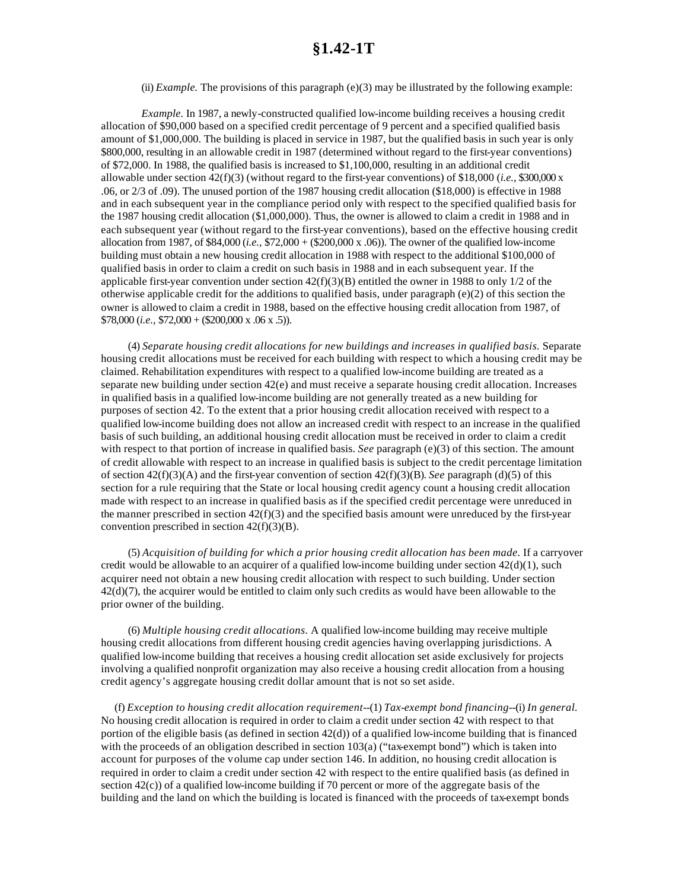(ii) *Example.* The provisions of this paragraph (e)(3) may be illustrated by the following example:

*Example.* In 1987, a newly-constructed qualified low-income building receives a housing credit allocation of $90,000 based on a specified credit percentage of 9 percent and a specified qualified basis amount of $1,000,000. The building is placed in service in 1987, but the qualified basis in such year is only $800,000, resulting in an allowable credit in 1987 (determined without regard to the first-year conventions) of $72,000. In 1988, the qualified basis is increased to $1,100,000, resulting in an additional credit allowable under section 42(f)(3) (without regard to the first-year conventions) of $18,000 (*i.e.*, $300,000 x .06, or 2/3 of .09). The unused portion of the 1987 housing credit allocation ($18,000) is effective in 1988 and in each subsequent year in the compliance period only with respect to the specified qualified basis for the 1987 housing credit allocation ($1,000,000). Thus, the owner is allowed to claim a credit in 1988 and in each subsequent year (without regard to the first-year conventions), based on the effective housing credit allocation from 1987, of $84,000 (*i.e.*, $72,000 + ($200,000 x .06)). The owner of the qualified low-income building must obtain a new housing credit allocation in 1988 with respect to the additional $100,000 of qualified basis in order to claim a credit on such basis in 1988 and in each subsequent year. If the applicable first-year convention under section 42(f)(3)(B) entitled the owner in 1988 to only 1/2 of the otherwise applicable credit for the additions to qualified basis, under paragraph (e)(2) of this section the owner is allowed to claim a credit in 1988, based on the effective housing credit allocation from 1987, of $78,000 (*i.e.*, $72,000 + ($200,000 x .06 x .5)).

(4) *Separate housing credit allocations for new buildings and increases in qualified basis.* Separate housing credit allocations must be received for each building with respect to which a housing credit may be claimed. Rehabilitation expenditures with respect to a qualified low-income building are treated as a separate new building under section 42(e) and must receive a separate housing credit allocation. Increases in qualified basis in a qualified low-income building are not generally treated as a new building for purposes of section 42. To the extent that a prior housing credit allocation received with respect to a qualified low-income building does not allow an increased credit with respect to an increase in the qualified basis of such building, an additional housing credit allocation must be received in order to claim a credit with respect to that portion of increase in qualified basis. *See* paragraph (e)(3) of this section. The amount of credit allowable with respect to an increase in qualified basis is subject to the credit percentage limitation of section 42(f)(3)(A) and the first-year convention of section 42(f)(3)(B). *See* paragraph (d)(5) of this section for a rule requiring that the State or local housing credit agency count a housing credit allocation made with respect to an increase in qualified basis as if the specified credit percentage were unreduced in the manner prescribed in section 42(f)(3) and the specified basis amount were unreduced by the first-year convention prescribed in section 42(f)(3)(B).

(5) *Acquisition of building for which a prior housing credit allocation has been made.* If a carryover credit would be allowable to an acquirer of a qualified low-income building under section 42(d)(1), such acquirer need not obtain a new housing credit allocation with respect to such building. Under section 42(d)(7), the acquirer would be entitled to claim only such credits as would have been allowable to the prior owner of the building.

(6) *Multiple housing credit allocations.* A qualified low-income building may receive multiple housing credit allocations from different housing credit agencies having overlapping jurisdictions. A qualified low-income building that receives a housing credit allocation set aside exclusively for projects involving a qualified nonprofit organization may also receive a housing credit allocation from a housing credit agency's aggregate housing credit dollar amount that is not so set aside.

(f) *Exception to housing credit allocation requirement*--(1) *Tax-exempt bond financing*--(i) *In general.* No housing credit allocation is required in order to claim a credit under section 42 with respect to that portion of the eligible basis (as defined in section 42(d)) of a qualified low-income building that is financed with the proceeds of an obligation described in section 103(a) ("tax-exempt bond") which is taken into account for purposes of the volume cap under section 146. In addition, no housing credit allocation is required in order to claim a credit under section 42 with respect to the entire qualified basis (as defined in section 42(c)) of a qualified low-income building if 70 percent or more of the aggregate basis of the building and the land on which the building is located is financed with the proceeds of tax-exempt bonds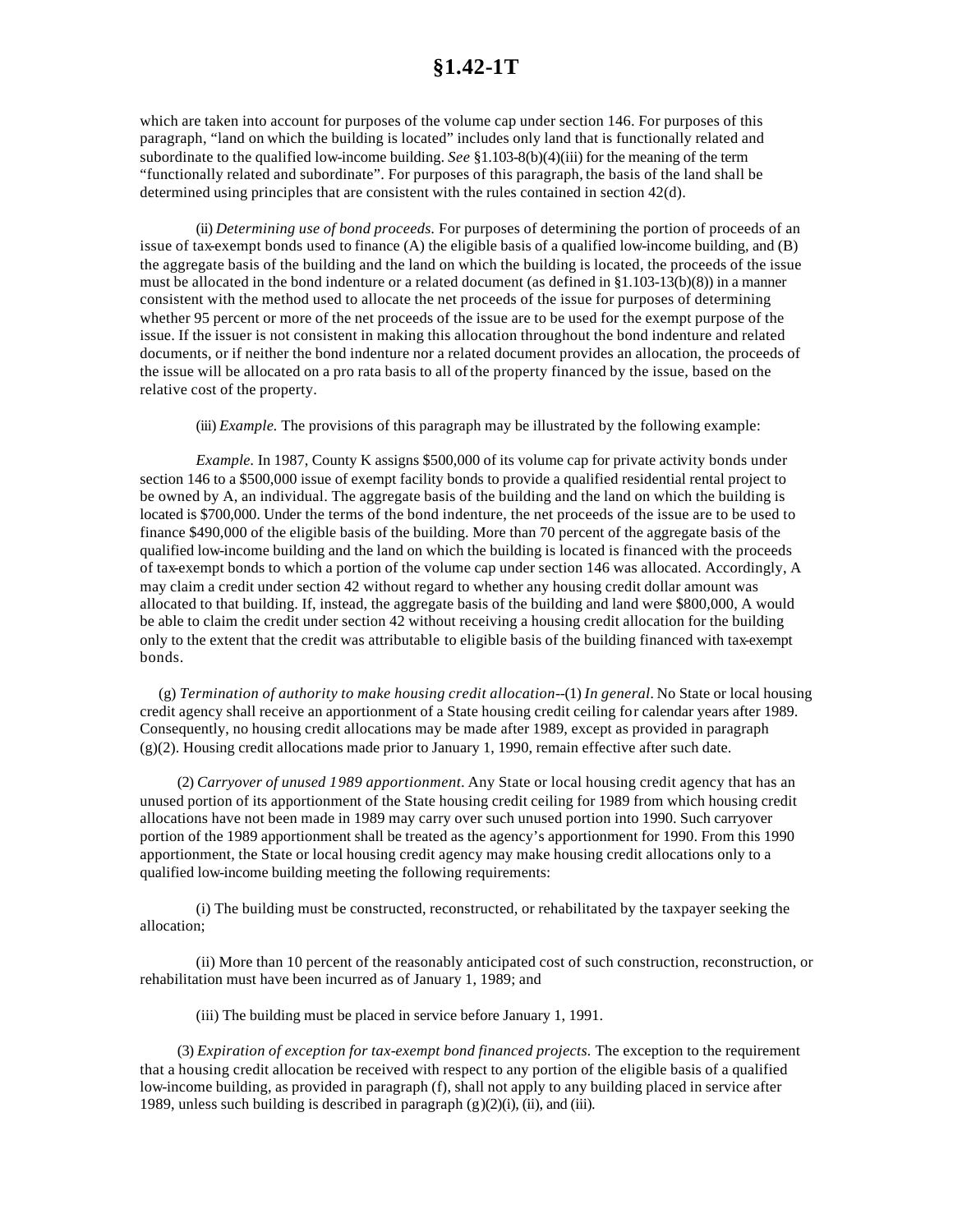which are taken into account for purposes of the volume cap under section 146. For purposes of this paragraph, "land on which the building is located" includes only land that is functionally related and subordinate to the qualified low-income building. *See* §1.103-8(b)(4)(iii) for the meaning of the term "functionally related and subordinate". For purposes of this paragraph, the basis of the land shall be determined using principles that are consistent with the rules contained in section 42(d).

(ii) *Determining use of bond proceeds.* For purposes of determining the portion of proceeds of an issue of tax-exempt bonds used to finance (A) the eligible basis of a qualified low-income building, and (B) the aggregate basis of the building and the land on which the building is located, the proceeds of the issue must be allocated in the bond indenture or a related document (as defined in §1.103-13(b)(8)) in a manner consistent with the method used to allocate the net proceeds of the issue for purposes of determining whether 95 percent or more of the net proceeds of the issue are to be used for the exempt purpose of the issue. If the issuer is not consistent in making this allocation throughout the bond indenture and related documents, or if neither the bond indenture nor a related document provides an allocation, the proceeds of the issue will be allocated on a pro rata basis to all of the property financed by the issue, based on the relative cost of the property.

(iii) *Example.* The provisions of this paragraph may be illustrated by the following example:

*Example.* In 1987, County K assigns $500,000 of its volume cap for private activity bonds under section 146 to a $500,000 issue of exempt facility bonds to provide a qualified residential rental project to be owned by A, an individual. The aggregate basis of the building and the land on which the building is located is $700,000. Under the terms of the bond indenture, the net proceeds of the issue are to be used to finance $490,000 of the eligible basis of the building. More than 70 percent of the aggregate basis of the qualified low-income building and the land on which the building is located is financed with the proceeds of tax-exempt bonds to which a portion of the volume cap under section 146 was allocated. Accordingly, A may claim a credit under section 42 without regard to whether any housing credit dollar amount was allocated to that building. If, instead, the aggregate basis of the building and land were $800,000, A would be able to claim the credit under section 42 without receiving a housing credit allocation for the building only to the extent that the credit was attributable to eligible basis of the building financed with tax-exempt bonds.

(g) *Termination of authority to make housing credit allocation*--(1) *In general.* No State or local housing credit agency shall receive an apportionment of a State housing credit ceiling for calendar years after 1989. Consequently, no housing credit allocations may be made after 1989, except as provided in paragraph (g)(2). Housing credit allocations made prior to January 1, 1990, remain effective after such date.

(2) *Carryover of unused 1989 apportionment.* Any State or local housing credit agency that has an unused portion of its apportionment of the State housing credit ceiling for 1989 from which housing credit allocations have not been made in 1989 may carry over such unused portion into 1990. Such carryover portion of the 1989 apportionment shall be treated as the agency's apportionment for 1990. From this 1990 apportionment, the State or local housing credit agency may make housing credit allocations only to a qualified low-income building meeting the following requirements:

(i) The building must be constructed, reconstructed, or rehabilitated by the taxpayer seeking the allocation;

(ii) More than 10 percent of the reasonably anticipated cost of such construction, reconstruction, or rehabilitation must have been incurred as of January 1, 1989; and

(iii) The building must be placed in service before January 1, 1991.

(3) *Expiration of exception for tax-exempt bond financed projects.* The exception to the requirement that a housing credit allocation be received with respect to any portion of the eligible basis of a qualified low-income building, as provided in paragraph (f), shall not apply to any building placed in service after 1989, unless such building is described in paragraph (g)(2)(i), (ii), and (iii).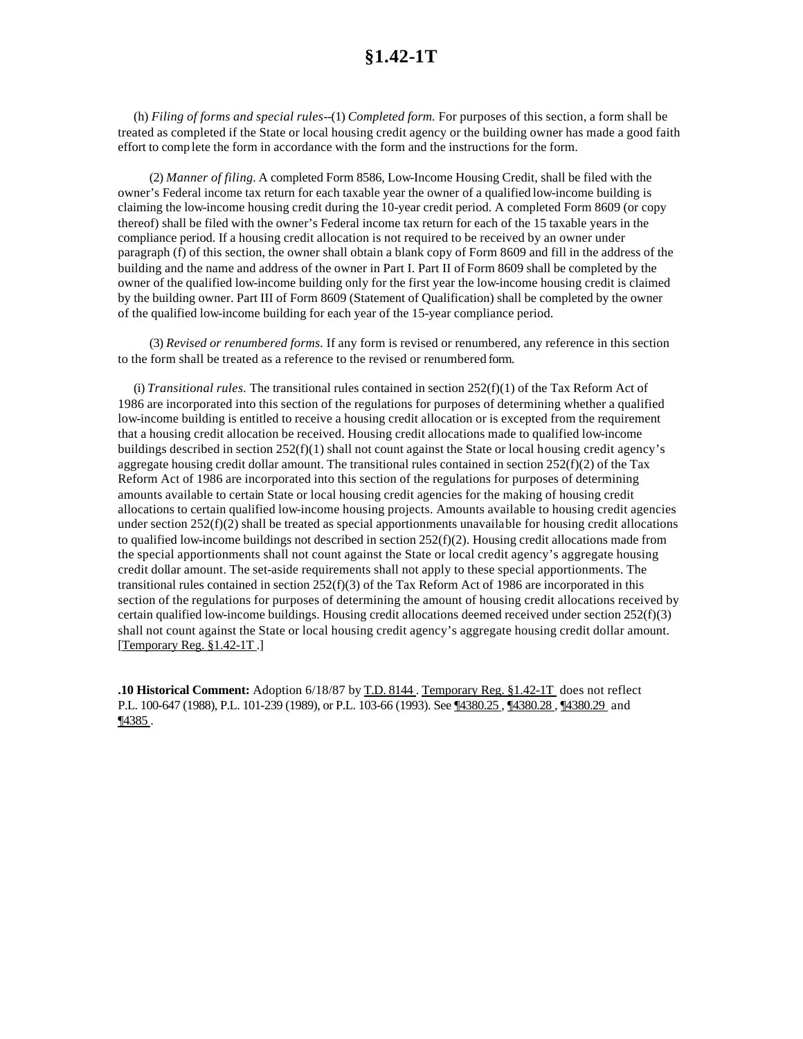# §1.42-1T

(h) *Filing of forms and special rules*--(1) *Completed form.* For purposes of this section, a form shall be treated as completed if the State or local housing credit agency or the building owner has made a good faith effort to complete the form in accordance with the form and the instructions for the form.

(2) *Manner of filing.* A completed Form 8586, Low-Income Housing Credit, shall be filed with the owner's Federal income tax return for each taxable year the owner of a qualified low-income building is claiming the low-income housing credit during the 10-year credit period. A completed Form 8609 (or copy thereof) shall be filed with the owner's Federal income tax return for each of the 15 taxable years in the compliance period. If a housing credit allocation is not required to be received by an owner under paragraph (f) of this section, the owner shall obtain a blank copy of Form 8609 and fill in the address of the building and the name and address of the owner in Part I. Part II of Form 8609 shall be completed by the owner of the qualified low-income building only for the first year the low-income housing credit is claimed by the building owner. Part III of Form 8609 (Statement of Qualification) shall be completed by the owner of the qualified low-income building for each year of the 15-year compliance period.

(3) *Revised or renumbered forms.* If any form is revised or renumbered, any reference in this section to the form shall be treated as a reference to the revised or renumbered form.

(i) *Transitional rules.* The transitional rules contained in section 252(f)(1) of the Tax Reform Act of 1986 are incorporated into this section of the regulations for purposes of determining whether a qualified low-income building is entitled to receive a housing credit allocation or is excepted from the requirement that a housing credit allocation be received. Housing credit allocations made to qualified low-income buildings described in section 252(f)(1) shall not count against the State or local housing credit agency's aggregate housing credit dollar amount. The transitional rules contained in section 252(f)(2) of the Tax Reform Act of 1986 are incorporated into this section of the regulations for purposes of determining amounts available to certain State or local housing credit agencies for the making of housing credit allocations to certain qualified low-income housing projects. Amounts available to housing credit agencies under section 252(f)(2) shall be treated as special apportionments unavailable for housing credit allocations to qualified low-income buildings not described in section 252(f)(2). Housing credit allocations made from the special apportionments shall not count against the State or local credit agency's aggregate housing credit dollar amount. The set-aside requirements shall not apply to these special apportionments. The transitional rules contained in section 252(f)(3) of the Tax Reform Act of 1986 are incorporated in this section of the regulations for purposes of determining the amount of housing credit allocations received by certain qualified low-income buildings. Housing credit allocations deemed received under section 252(f)(3) shall not count against the State or local housing credit agency's aggregate housing credit dollar amount. [Temporary Reg. §1.42-1T.]

**.10 Historical Comment:** Adoption 6/18/87 by T.D. 8144. Temporary Reg. §1.42-1T does not reflect P.L. 100-647 (1988), P.L. 101-239 (1989), or P.L. 103-66 (1993). See ¶4380.25, ¶4380.28, ¶4380.29 and ¶4385.